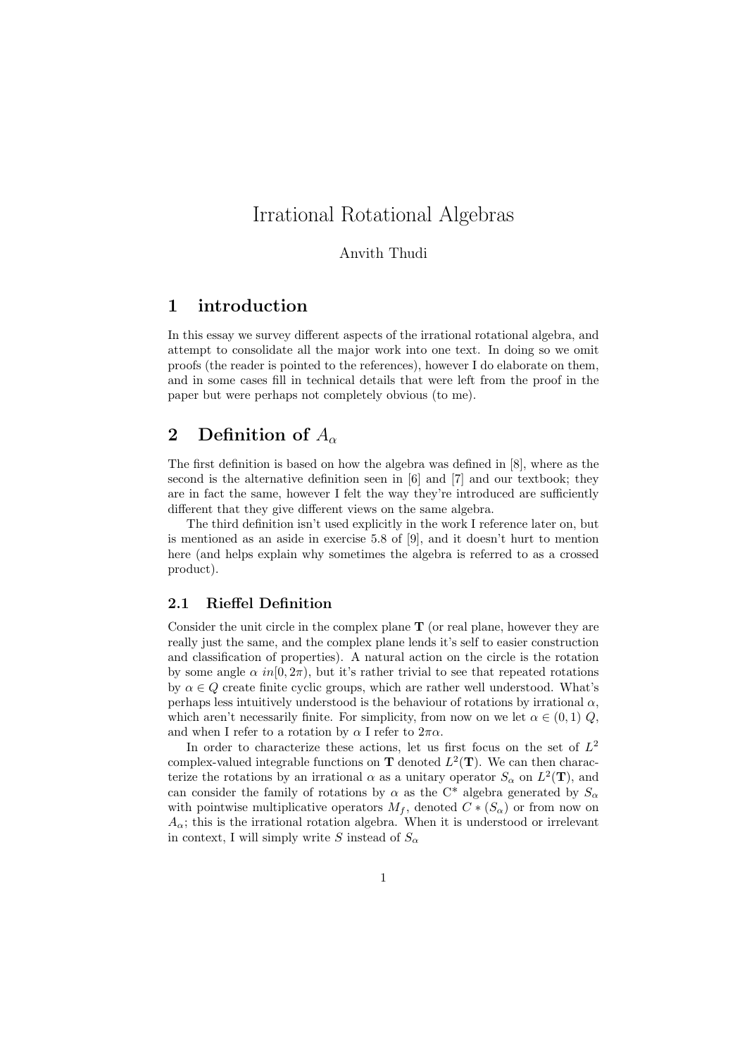# Irrational Rotational Algebras

Anvith Thudi

## 1 introduction

In this essay we survey different aspects of the irrational rotational algebra, and attempt to consolidate all the major work into one text. In doing so we omit proofs (the reader is pointed to the references), however I do elaborate on them, and in some cases fill in technical details that were left from the proof in the paper but were perhaps not completely obvious (to me).

## 2 Definition of $A_\alpha$

The first definition is based on how the algebra was defined in [8], where as the second is the alternative definition seen in [6] and [7] and our textbook; they are in fact the same, however I felt the way they're introduced are sufficiently different that they give different views on the same algebra.

The third definition isn't used explicitly in the work I reference later on, but is mentioned as an aside in exercise 5.8 of [9], and it doesn't hurt to mention here (and helps explain why sometimes the algebra is referred to as a crossed product).

### 2.1 Rieffel Definition

Consider the unit circle in the complex plane $\mathbf{T}$ (or real plane, however they are really just the same, and the complex plane lends it's self to easier construction and classification of properties). A natural action on the circle is the rotation by some angle $\alpha \; in[0, 2\pi)$, but it's rather trivial to see that repeated rotations by $\alpha \in Q$ create finite cyclic groups, which are rather well understood. What's perhaps less intuitively understood is the behaviour of rotations by irrational $\alpha$, which aren't necessarily finite. For simplicity, from now on we let $\alpha \in (0, 1) \; Q$, and when I refer to a rotation by $\alpha$ I refer to $2\pi\alpha$.

In order to characterize these actions, let us first focus on the set of $L^2$ complex-valued integrable functions on $\mathbf{T}$ denoted $L^2(\mathbf{T})$. We can then characterize the rotations by an irrational $\alpha$ as a unitary operator $S_\alpha$ on $L^2(\mathbf{T})$, and can consider the family of rotations by $\alpha$ as the C* algebra generated by $S_\alpha$ with pointwise multiplicative operators $M_f$, denoted $C * (S_\alpha)$ or from now on $A_\alpha$; this is the irrational rotation algebra. When it is understood or irrelevant in context, I will simply write $S$ instead of $S_\alpha$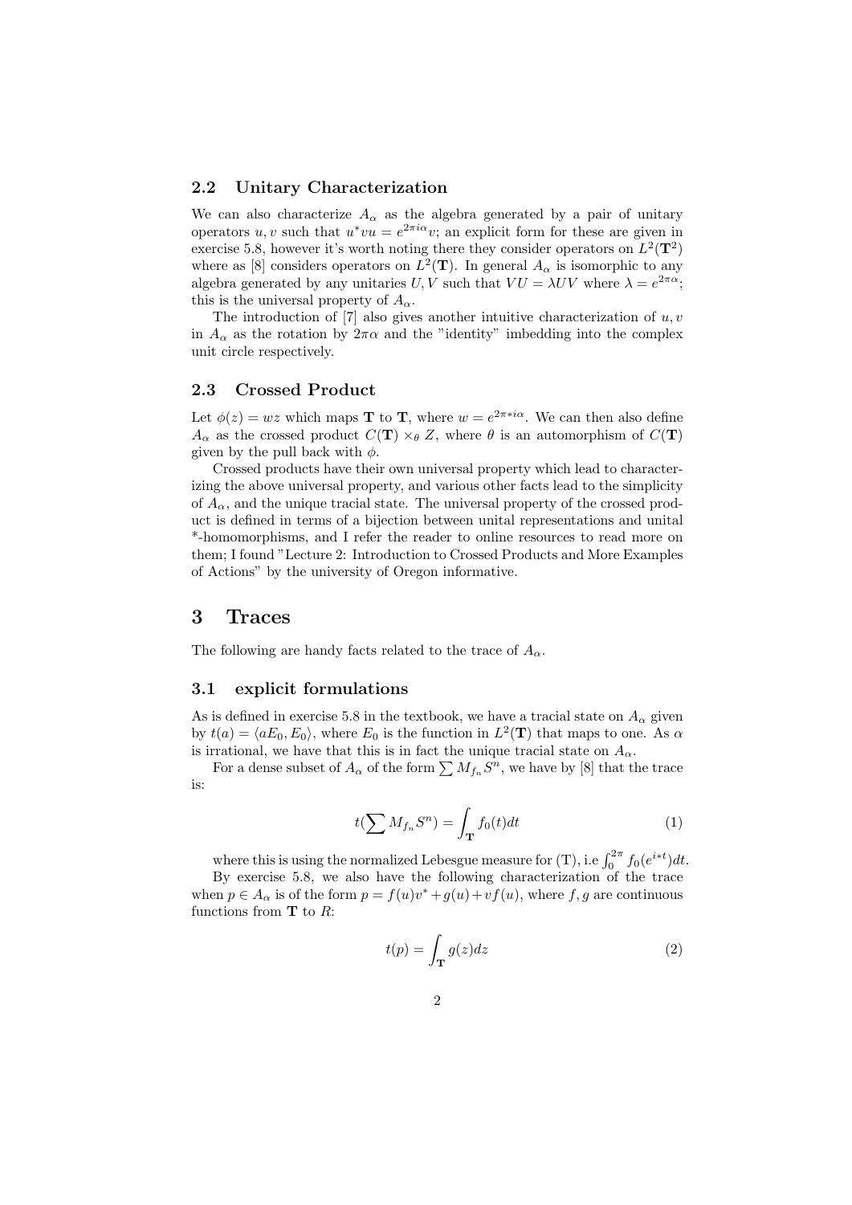### 2.2 Unitary Characterization

We can also characterize $A_\alpha$ as the algebra generated by a pair of unitary operators $u, v$ such that $u^*vu = e^{2\pi i\alpha}v$; an explicit form for these are given in exercise 5.8, however it's worth noting there they consider operators on $L^2(\mathbf{T}^2)$ where as [8] considers operators on $L^2(\mathbf{T})$. In general $A_\alpha$ is isomorphic to any algebra generated by any unitaries $U, V$ such that $VU = \lambda UV$ where $\lambda = e^{2\pi\alpha}$; this is the universal property of $A_\alpha$.

The introduction of [7] also gives another intuitive characterization of $u, v$ in $A_\alpha$ as the rotation by $2\pi\alpha$ and the "identity" imbedding into the complex unit circle respectively.

### 2.3 Crossed Product

Let $\phi(z) = wz$ which maps $\mathbf{T}$ to $\mathbf{T}$, where $w = e^{2\pi * i\alpha}$. We can then also define $A_\alpha$ as the crossed product $C(\mathbf{T}) \times_\theta Z$, where $\theta$ is an automorphism of $C(\mathbf{T})$ given by the pull back with $\phi$.

Crossed products have their own universal property which lead to characterizing the above universal property, and various other facts lead to the simplicity of $A_\alpha$, and the unique tracial state. The universal property of the crossed product is defined in terms of a bijection between unital representations and unital *-homomorphisms, and I refer the reader to online resources to read more on them; I found "Lecture 2: Introduction to Crossed Products and More Examples of Actions" by the university of Oregon informative.

# 3 Traces

The following are handy facts related to the trace of $A_\alpha$.

### 3.1 explicit formulations

As is defined in exercise 5.8 in the textbook, we have a tracial state on $A_\alpha$ given by $t(a) = \langle aE_0, E_0 \rangle$, where $E_0$ is the function in $L^2(\mathbf{T})$ that maps to one. As $\alpha$ is irrational, we have that this is in fact the unique tracial state on $A_\alpha$.

For a dense subset of $A_\alpha$ of the form $\sum M_{f_n} S^n$, we have by [8] that the trace is:

$$t(\sum M_{f_n} S^n) = \int_{\mathbf{T}} f_0(t) dt \tag{1}$$

where this is using the normalized Lebesgue measure for (T), i.e $\int_0^{2\pi} f_0(e^{i*t})dt$.

By exercise 5.8, we also have the following characterization of the trace when $p \in A_\alpha$ is of the form $p = f(u)v^* + g(u) + vf(u)$, where $f, g$ are continuous functions from $\mathbf{T}$ to $R$:

$$t(p) = \int_{\mathbf{T}} g(z) dz \tag{2}$$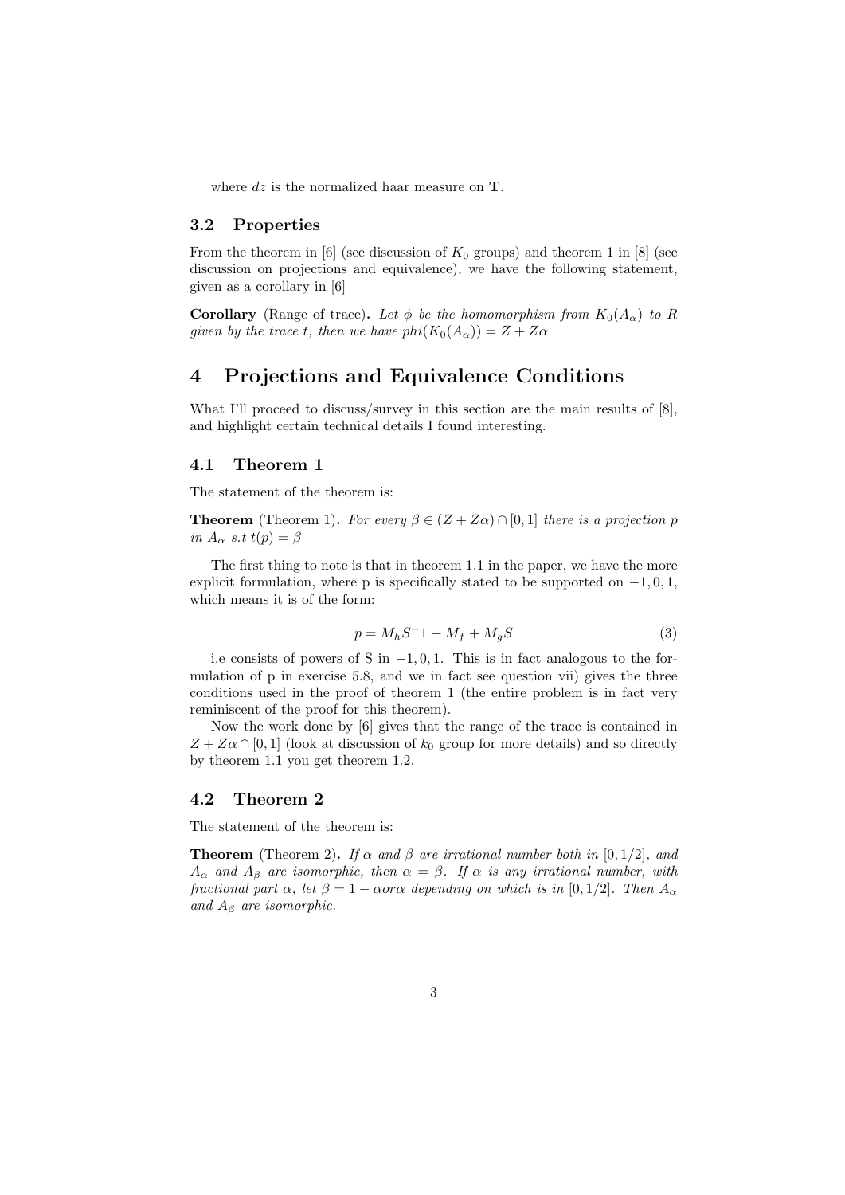where $dz$ is the normalized haar measure on $\mathbf{T}$.

### 3.2 Properties

From the theorem in [6] (see discussion of $K_0$ groups) and theorem 1 in [8] (see discussion on projections and equivalence), we have the following statement, given as a corollary in [6]

**Corollary** (Range of trace)**.** *Let $\phi$ be the homomorphism from $K_0(A_\alpha)$ to $R$ given by the trace $t$, then we have $phi(K_0(A_\alpha)) = Z + Z\alpha$*

## 4 Projections and Equivalence Conditions

What I'll proceed to discuss/survey in this section are the main results of [8], and highlight certain technical details I found interesting.

### 4.1 Theorem 1

The statement of the theorem is:

**Theorem** (Theorem 1)**.** *For every $\beta \in (Z + Z\alpha) \cap [0, 1]$ there is a projection $p$ in $A_\alpha$ s.t $t(p) = \beta$*

The first thing to note is that in theorem 1.1 in the paper, we have the more explicit formulation, where p is specifically stated to be supported on $-1, 0, 1$, which means it is of the form:

$$p = M_h S^- 1 + M_f + M_g S \tag{3}$$

i.e consists of powers of S in $-1, 0, 1$. This is in fact analogous to the formulation of p in exercise 5.8, and we in fact see question vii) gives the three conditions used in the proof of theorem 1 (the entire problem is in fact very reminiscent of the proof for this theorem).

Now the work done by [6] gives that the range of the trace is contained in $Z + Z\alpha \cap [0, 1]$ (look at discussion of $k_0$ group for more details) and so directly by theorem 1.1 you get theorem 1.2.

### 4.2 Theorem 2

The statement of the theorem is:

**Theorem** (Theorem 2)**.** *If $\alpha$ and $\beta$ are irrational number both in $[0, 1/2]$, and $A_\alpha$ and $A_\beta$ are isomorphic, then $\alpha = \beta$. If $\alpha$ is any irrational number, with fractional part $\alpha$, let $\beta = 1 - \alpha or \alpha$ depending on which is in $[0, 1/2]$. Then $A_\alpha$ and $A_\beta$ are isomorphic.*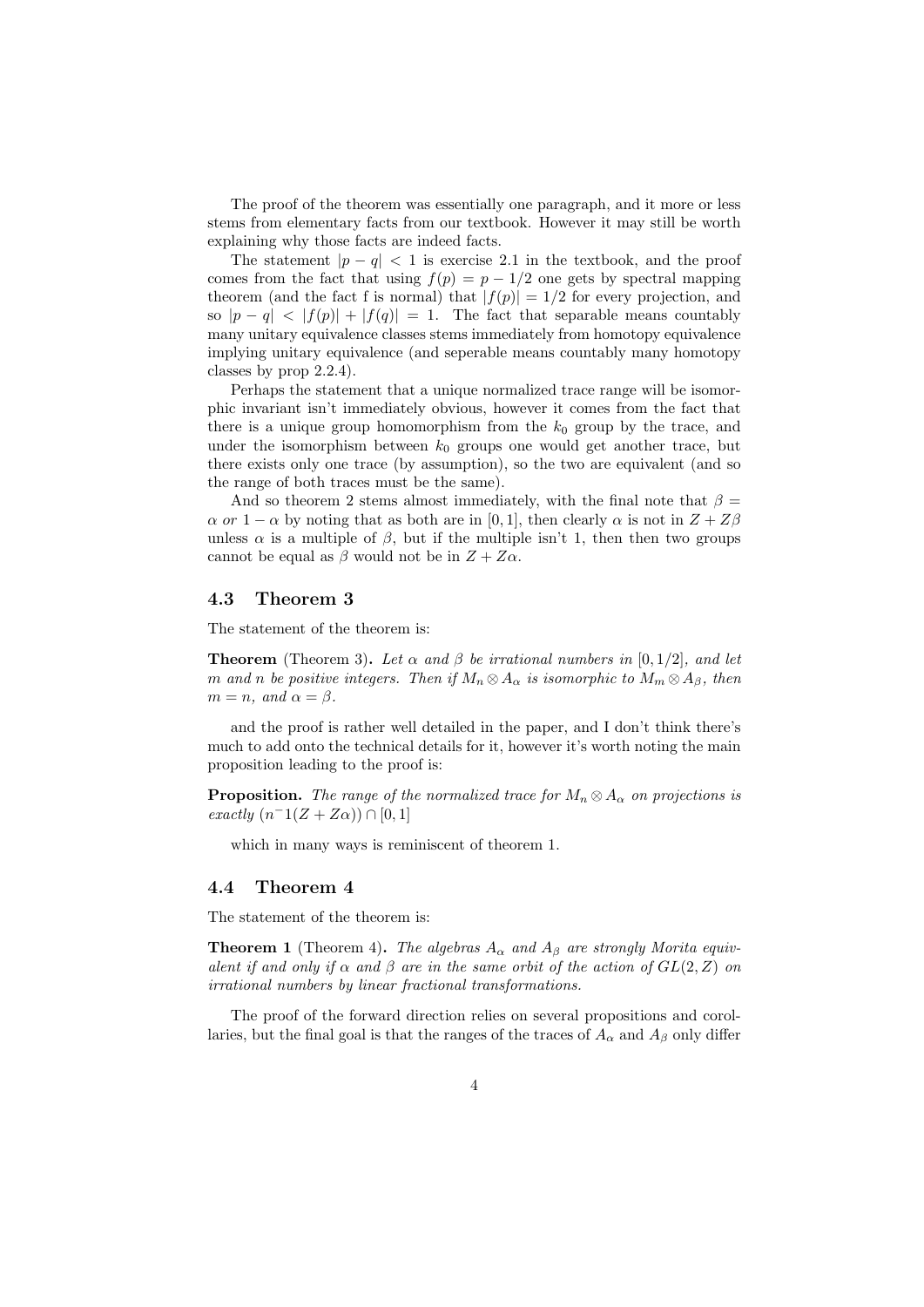The proof of the theorem was essentially one paragraph, and it more or less stems from elementary facts from our textbook. However it may still be worth explaining why those facts are indeed facts.

The statement $|p - q| < 1$ is exercise 2.1 in the textbook, and the proof comes from the fact that using $f(p) = p - 1/2$ one gets by spectral mapping theorem (and the fact f is normal) that $|f(p)| = 1/2$ for every projection, and so $|p - q| < |f(p)| + |f(q)| = 1$. The fact that separable means countably many unitary equivalence classes stems immediately from homotopy equivalence implying unitary equivalence (and seperable means countably many homotopy classes by prop 2.2.4).

Perhaps the statement that a unique normalized trace range will be isomorphic invariant isn't immediately obvious, however it comes from the fact that there is a unique group homomorphism from the $k_0$ group by the trace, and under the isomorphism between $k_0$ groups one would get another trace, but there exists only one trace (by assumption), so the two are equivalent (and so the range of both traces must be the same).

And so theorem 2 stems almost immediately, with the final note that $\beta = \alpha$ *or* $1 - \alpha$ by noting that as both are in $[0, 1]$, then clearly $\alpha$ is not in $Z + Z\beta$ unless $\alpha$ is a multiple of $\beta$, but if the multiple isn't 1, then then two groups cannot be equal as $\beta$ would not be in $Z + Z\alpha$.

### 4.3 Theorem 3

The statement of the theorem is:

**Theorem** (Theorem 3)**.** *Let $\alpha$ and $\beta$ be irrational numbers in $[0, 1/2]$, and let $m$ and $n$ be positive integers. Then if $M_n \otimes A_\alpha$ is isomorphic to $M_m \otimes A_\beta$, then $m = n$, and $\alpha = \beta$.*

and the proof is rather well detailed in the paper, and I don't think there's much to add onto the technical details for it, however it's worth noting the main proposition leading to the proof is:

**Proposition.** *The range of the normalized trace for $M_n \otimes A_\alpha$ on projections is exactly $(n^-1(Z + Z\alpha)) \cap [0, 1]$*

which in many ways is reminiscent of theorem 1.

### 4.4 Theorem 4

The statement of the theorem is:

**Theorem 1** (Theorem 4)**.** *The algebras $A_\alpha$ and $A_\beta$ are strongly Morita equivalent if and only if $\alpha$ and $\beta$ are in the same orbit of the action of $GL(2, Z)$ on irrational numbers by linear fractional transformations.*

The proof of the forward direction relies on several propositions and corollaries, but the final goal is that the ranges of the traces of $A_\alpha$ and $A_\beta$ only differ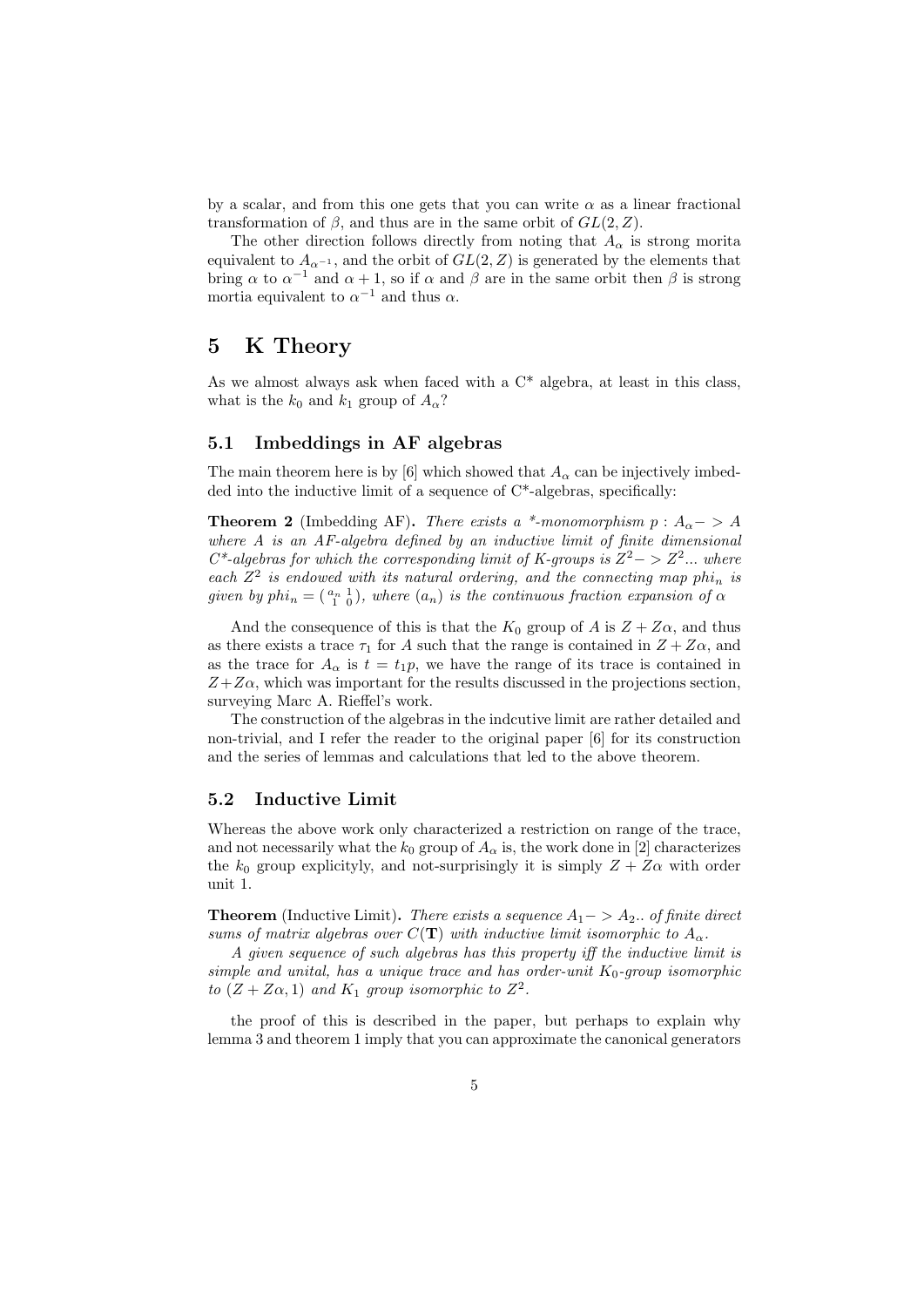by a scalar, and from this one gets that you can write $\alpha$ as a linear fractional transformation of $\beta$, and thus are in the same orbit of $GL(2, Z)$.

The other direction follows directly from noting that $A_\alpha$ is strong morita equivalent to $A_{\alpha^{-1}}$, and the orbit of $GL(2, Z)$ is generated by the elements that bring $\alpha$ to $\alpha^{-1}$ and $\alpha + 1$, so if $\alpha$ and $\beta$ are in the same orbit then $\beta$ is strong mortia equivalent to $\alpha^{-1}$ and thus $\alpha$.

# 5 K Theory

As we almost always ask when faced with a C* algebra, at least in this class, what is the $k_0$ and $k_1$ group of $A_\alpha$?

## 5.1 Imbeddings in AF algebras

The main theorem here is by [6] which showed that $A_\alpha$ can be injectively imbedded into the inductive limit of a sequence of C*-algebras, specifically:

**Theorem 2** (Imbedding AF). *There exists a \*-monomorphism $p : A_\alpha -> A$ where $A$ is an AF-algebra defined by an inductive limit of finite dimensional C\*-algebras for which the corresponding limit of K-groups is $Z^2 -> Z^2 ...$ where each $Z^2$ is endowed with its natural ordering, and the connecting map $phi_n$ is given by $phi_n = \left(\begin{smallmatrix} a_n & 1 \\ 1 & 0 \end{smallmatrix}\right)$, where $(a_n)$ is the continuous fraction expansion of $\alpha$*

And the consequence of this is that the $K_0$ group of $A$ is $Z + Z\alpha$, and thus as there exists a trace $\tau_1$ for $A$ such that the range is contained in $Z + Z\alpha$, and as the trace for $A_\alpha$ is $t = t_1 p$, we have the range of its trace is contained in $Z + Z\alpha$, which was important for the results discussed in the projections section, surveying Marc A. Rieffel's work.

The construction of the algebras in the indcutive limit are rather detailed and non-trivial, and I refer the reader to the original paper [6] for its construction and the series of lemmas and calculations that led to the above theorem.

## 5.2 Inductive Limit

Whereas the above work only characterized a restriction on range of the trace, and not necessarily what the $k_0$ group of $A_\alpha$ is, the work done in [2] characterizes the $k_0$ group explicityly, and not-surprisingly it is simply $Z + Z\alpha$ with order unit 1.

**Theorem** (Inductive Limit). *There exists a sequence $A_1 -> A_2 ..$ of finite direct sums of matrix algebras over $C(\mathbf{T})$ with inductive limit isomorphic to $A_\alpha$.*

*A given sequence of such algebras has this property iff the inductive limit is simple and unital, has a unique trace and has order-unit $K_0$-group isomorphic to $(Z + Z\alpha, 1)$ and $K_1$ group isomorphic to $Z^2$.*

the proof of this is described in the paper, but perhaps to explain why lemma 3 and theorem 1 imply that you can approximate the canonical generators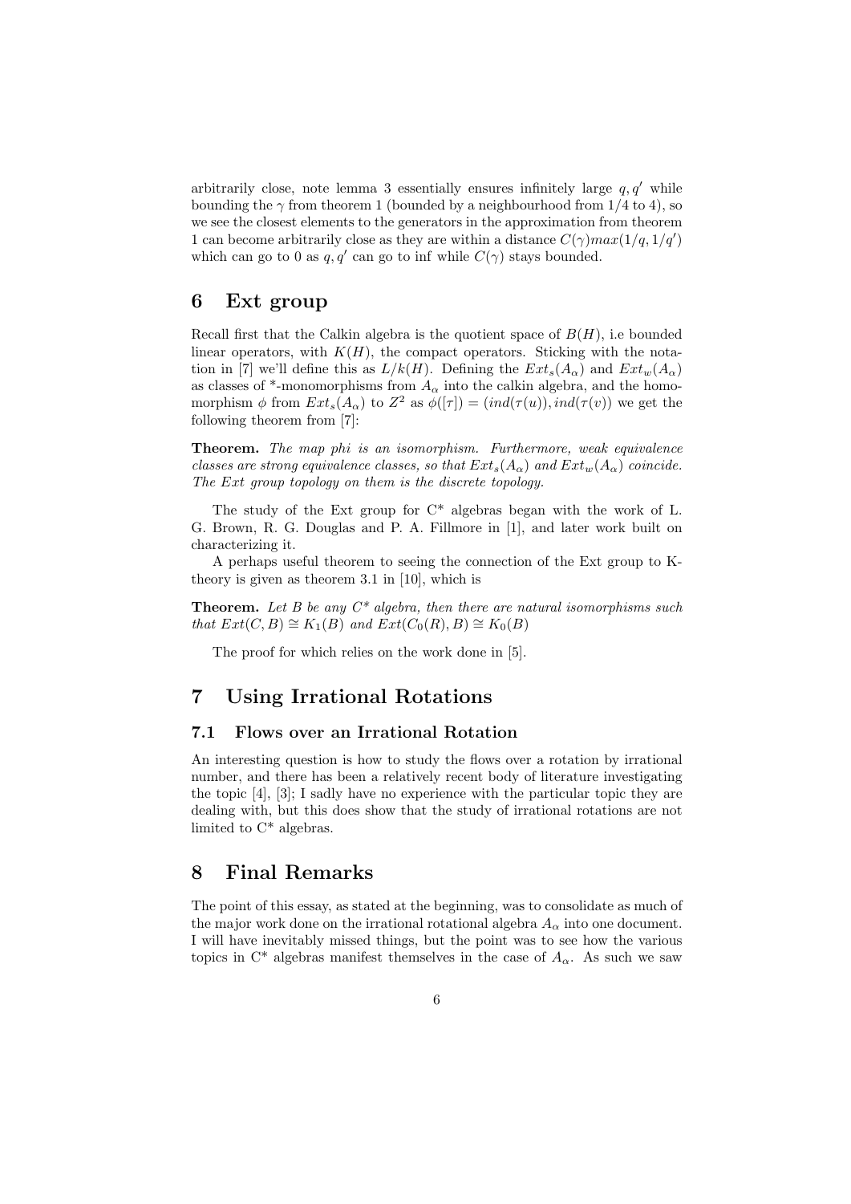arbitrarily close, note lemma 3 essentially ensures infinitely large $q, q'$ while bounding the $\gamma$ from theorem 1 (bounded by a neighbourhood from 1/4 to 4), so we see the closest elements to the generators in the approximation from theorem 1 can become arbitrarily close as they are within a distance $C(\gamma)max(1/q, 1/q')$ which can go to 0 as $q, q'$ can go to inf while $C(\gamma)$ stays bounded.

# 6 Ext group

Recall first that the Calkin algebra is the quotient space of $B(H)$, i.e bounded linear operators, with $K(H)$, the compact operators. Sticking with the notation in [7] we'll define this as $L/k(H)$. Defining the $Ext_s(A_\alpha)$ and $Ext_w(A_\alpha)$ as classes of *-monomorphisms from $A_\alpha$ into the calkin algebra, and the homomorphism $\phi$ from $Ext_s(A_\alpha)$ to $Z^2$ as $\phi([\tau]) = (ind(\tau(u)), ind(\tau(v))$ we get the following theorem from [7]:

**Theorem.** *The map phi is an isomorphism. Furthermore, weak equivalence classes are strong equivalence classes, so that $Ext_s(A_\alpha)$ and $Ext_w(A_\alpha)$ coincide. The Ext group topology on them is the discrete topology.*

The study of the Ext group for C* algebras began with the work of L. G. Brown, R. G. Douglas and P. A. Fillmore in [1], and later work built on characterizing it.

A perhaps useful theorem to seeing the connection of the Ext group to K-theory is given as theorem 3.1 in [10], which is

**Theorem.** *Let B be any C* algebra, then there are natural isomorphisms such that $Ext(C, B) \cong K_1(B)$ and $Ext(C_0(R), B) \cong K_0(B)$*

The proof for which relies on the work done in [5].

# 7 Using Irrational Rotations

## 7.1 Flows over an Irrational Rotation

An interesting question is how to study the flows over a rotation by irrational number, and there has been a relatively recent body of literature investigating the topic [4], [3]; I sadly have no experience with the particular topic they are dealing with, but this does show that the study of irrational rotations are not limited to C* algebras.

# 8 Final Remarks

The point of this essay, as stated at the beginning, was to consolidate as much of the major work done on the irrational rotational algebra $A_\alpha$ into one document. I will have inevitably missed things, but the point was to see how the various topics in C* algebras manifest themselves in the case of $A_\alpha$. As such we saw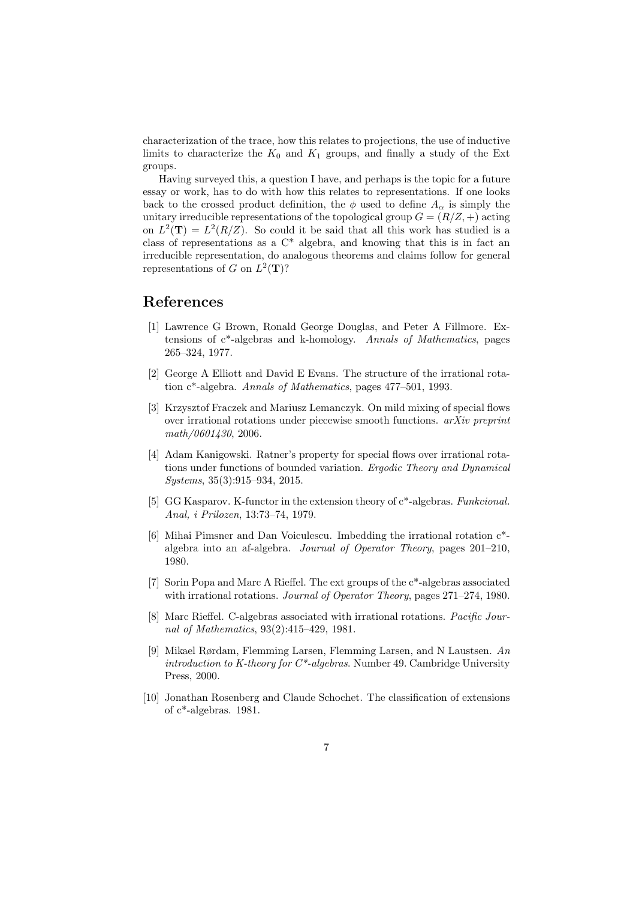characterization of the trace, how this relates to projections, the use of inductive limits to characterize the $K_0$ and $K_1$ groups, and finally a study of the Ext groups.

Having surveyed this, a question I have, and perhaps is the topic for a future essay or work, has to do with how this relates to representations. If one looks back to the crossed product definition, the $\phi$ used to define $A_\alpha$ is simply the unitary irreducible representations of the topological group $G = (R/Z, +)$ acting on $L^2(\mathbf{T}) = L^2(R/Z)$. So could it be said that all this work has studied is a class of representations as a C* algebra, and knowing that this is in fact an irreducible representation, do analogous theorems and claims follow for general representations of $G$ on $L^2(\mathbf{T})$?

## References

[1] Lawrence G Brown, Ronald George Douglas, and Peter A Fillmore. Extensions of c*-algebras and k-homology. *Annals of Mathematics*, pages 265–324, 1977.

[2] George A Elliott and David E Evans. The structure of the irrational rotation c*-algebra. *Annals of Mathematics*, pages 477–501, 1993.

[3] Krzysztof Fraczek and Mariusz Lemanczyk. On mild mixing of special flows over irrational rotations under piecewise smooth functions. *arXiv preprint math/0601430*, 2006.

[4] Adam Kanigowski. Ratner's property for special flows over irrational rotations under functions of bounded variation. *Ergodic Theory and Dynamical Systems*, 35(3):915–934, 2015.

[5] GG Kasparov. K-functor in the extension theory of c*-algebras. *Funkcional. Anal, i Prilozen*, 13:73–74, 1979.

[6] Mihai Pimsner and Dan Voiculescu. Imbedding the irrational rotation c*-algebra into an af-algebra. *Journal of Operator Theory*, pages 201–210, 1980.

[7] Sorin Popa and Marc A Rieffel. The ext groups of the c*-algebras associated with irrational rotations. *Journal of Operator Theory*, pages 271–274, 1980.

[8] Marc Rieffel. C-algebras associated with irrational rotations. *Pacific Journal of Mathematics*, 93(2):415–429, 1981.

[9] Mikael Rørdam, Flemming Larsen, Flemming Larsen, and N Laustsen. *An introduction to K-theory for C*-algebras*. Number 49. Cambridge University Press, 2000.

[10] Jonathan Rosenberg and Claude Schochet. The classification of extensions of c*-algebras. 1981.